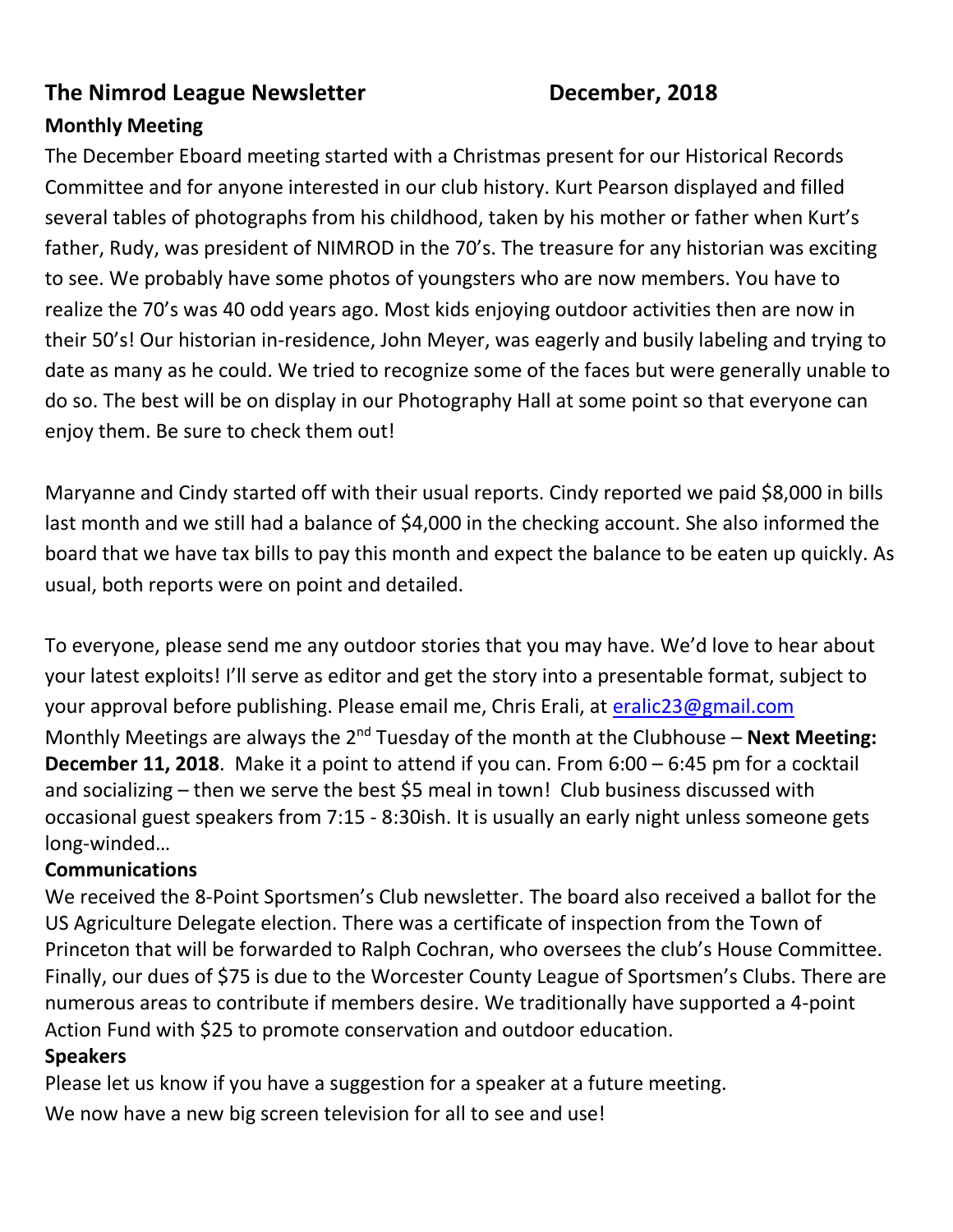# The Nimrod League Newsletter December, 2018

## Monthly Meeting

The December Eboard meeting started with a Christmas present for our Historical Records Committee and for anyone interested in our club history. Kurt Pearson displayed and filled several tables of photographs from his childhood, taken by his mother or father when Kurt's father, Rudy, was president of NIMROD in the 70's. The treasure for any historian was exciting to see. We probably have some photos of youngsters who are now members. You have to realize the 70's was 40 odd years ago. Most kids enjoying outdoor activities then are now in their 50's! Our historian in-residence, John Meyer, was eagerly and busily labeling and trying to date as many as he could. We tried to recognize some of the faces but were generally unable to do so. The best will be on display in our Photography Hall at some point so that everyone can enjoy them. Be sure to check them out!

Maryanne and Cindy started off with their usual reports. Cindy reported we paid $8,000 in bills last month and we still had a balance of $4,000 in the checking account. She also informed the board that we have tax bills to pay this month and expect the balance to be eaten up quickly. As usual, both reports were on point and detailed.

To everyone, please send me any outdoor stories that you may have. We'd love to hear about your latest exploits! I'll serve as editor and get the story into a presentable format, subject to your approval before publishing. Please email me, Chris Erali, at eralic23@gmail.com

Monthly Meetings are always the 2nd Tuesday of the month at the Clubhouse – **Next Meeting: December 11, 2018**. Make it a point to attend if you can. From 6:00 – 6:45 pm for a cocktail and socializing – then we serve the best $5 meal in town! Club business discussed with occasional guest speakers from 7:15 - 8:30ish. It is usually an early night unless someone gets long-winded…

## Communications

We received the 8-Point Sportsmen's Club newsletter. The board also received a ballot for the US Agriculture Delegate election. There was a certificate of inspection from the Town of Princeton that will be forwarded to Ralph Cochran, who oversees the club's House Committee. Finally, our dues of $75 is due to the Worcester County League of Sportsmen's Clubs. There are numerous areas to contribute if members desire. We traditionally have supported a 4-point Action Fund with $25 to promote conservation and outdoor education.

## Speakers

Please let us know if you have a suggestion for a speaker at a future meeting.

We now have a new big screen television for all to see and use!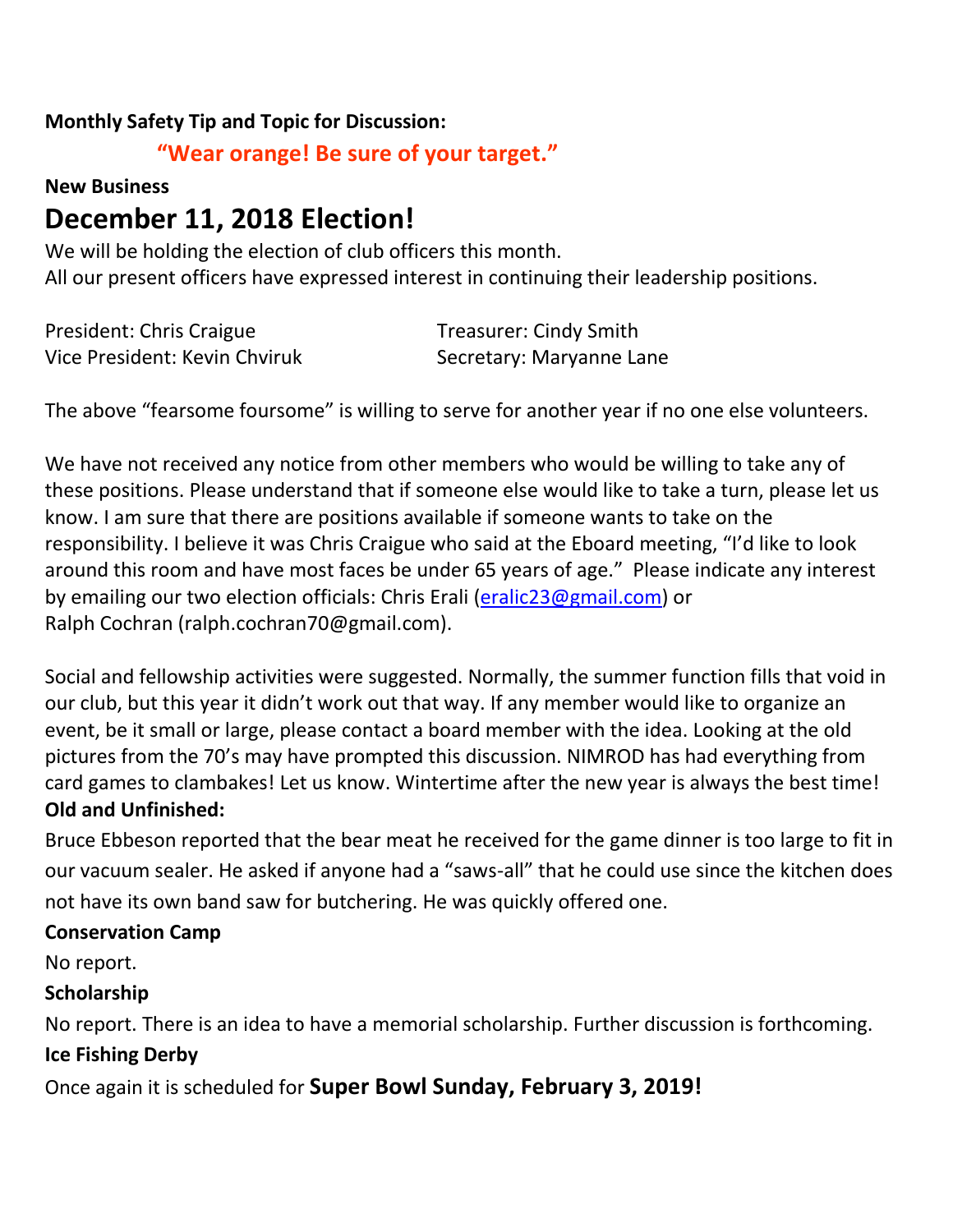**Monthly Safety Tip and Topic for Discussion:**

**"Wear orange! Be sure of your target."**

**New Business**

# December 11, 2018 Election!

We will be holding the election of club officers this month.
All our present officers have expressed interest in continuing their leadership positions.

President: Chris Craigue
Vice President: Kevin Chviruk
Treasurer: Cindy Smith
Secretary: Maryanne Lane

The above "fearsome foursome" is willing to serve for another year if no one else volunteers.

We have not received any notice from other members who would be willing to take any of these positions. Please understand that if someone else would like to take a turn, please let us know. I am sure that there are positions available if someone wants to take on the responsibility. I believe it was Chris Craigue who said at the Eboard meeting, "I'd like to look around this room and have most faces be under 65 years of age." Please indicate any interest by emailing our two election officials: Chris Erali (eralic23@gmail.com) or Ralph Cochran (ralph.cochran70@gmail.com).

Social and fellowship activities were suggested. Normally, the summer function fills that void in our club, but this year it didn't work out that way. If any member would like to organize an event, be it small or large, please contact a board member with the idea. Looking at the old pictures from the 70's may have prompted this discussion. NIMROD has had everything from card games to clambakes! Let us know. Wintertime after the new year is always the best time!

**Old and Unfinished:**

Bruce Ebbeson reported that the bear meat he received for the game dinner is too large to fit in our vacuum sealer. He asked if anyone had a "saws-all" that he could use since the kitchen does not have its own band saw for butchering. He was quickly offered one.

**Conservation Camp**

No report.

**Scholarship**

No report. There is an idea to have a memorial scholarship. Further discussion is forthcoming.

**Ice Fishing Derby**

Once again it is scheduled for **Super Bowl Sunday, February 3, 2019!**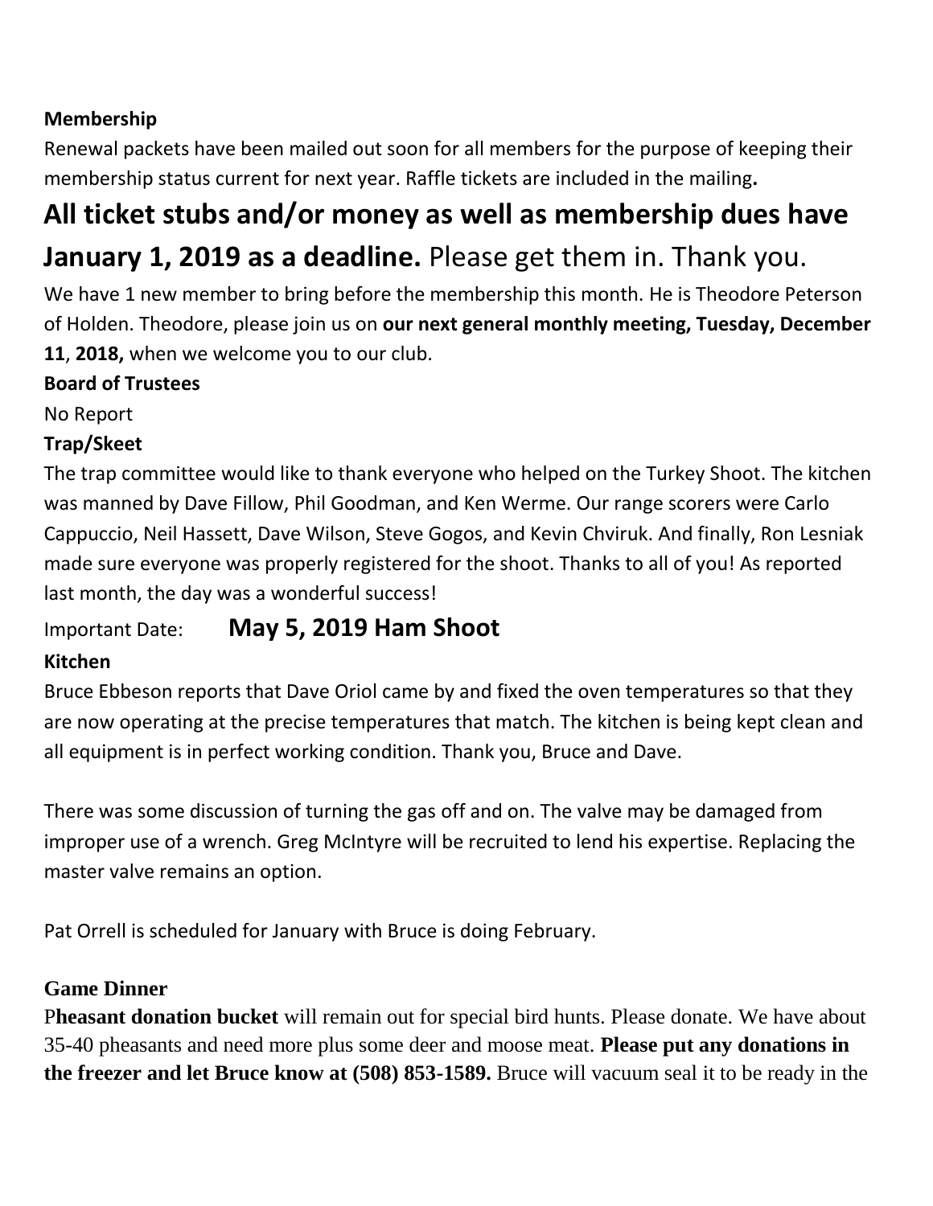**Membership**

Renewal packets have been mailed out soon for all members for the purpose of keeping their membership status current for next year. Raffle tickets are included in the mailing**.**

## All ticket stubs and/or money as well as membership dues have January 1, 2019 as a deadline. Please get them in. Thank you.

We have 1 new member to bring before the membership this month. He is Theodore Peterson of Holden. Theodore, please join us on **our next general monthly meeting, Tuesday, December 11**, **2018,** when we welcome you to our club.

**Board of Trustees**

No Report

**Trap/Skeet**

The trap committee would like to thank everyone who helped on the Turkey Shoot. The kitchen was manned by Dave Fillow, Phil Goodman, and Ken Werme. Our range scorers were Carlo Cappuccio, Neil Hassett, Dave Wilson, Steve Gogos, and Kevin Chviruk. And finally, Ron Lesniak made sure everyone was properly registered for the shoot. Thanks to all of you! As reported last month, the day was a wonderful success!

Important Date: **May 5, 2019 Ham Shoot**

**Kitchen**

Bruce Ebbeson reports that Dave Oriol came by and fixed the oven temperatures so that they are now operating at the precise temperatures that match. The kitchen is being kept clean and all equipment is in perfect working condition. Thank you, Bruce and Dave.

There was some discussion of turning the gas off and on. The valve may be damaged from improper use of a wrench. Greg McIntyre will be recruited to lend his expertise. Replacing the master valve remains an option.

Pat Orrell is scheduled for January with Bruce is doing February.

**Game Dinner**

P**heasant donation bucket** will remain out for special bird hunts. Please donate. We have about 35-40 pheasants and need more plus some deer and moose meat. **Please put any donations in the freezer and let Bruce know at (508) 853-1589.** Bruce will vacuum seal it to be ready in the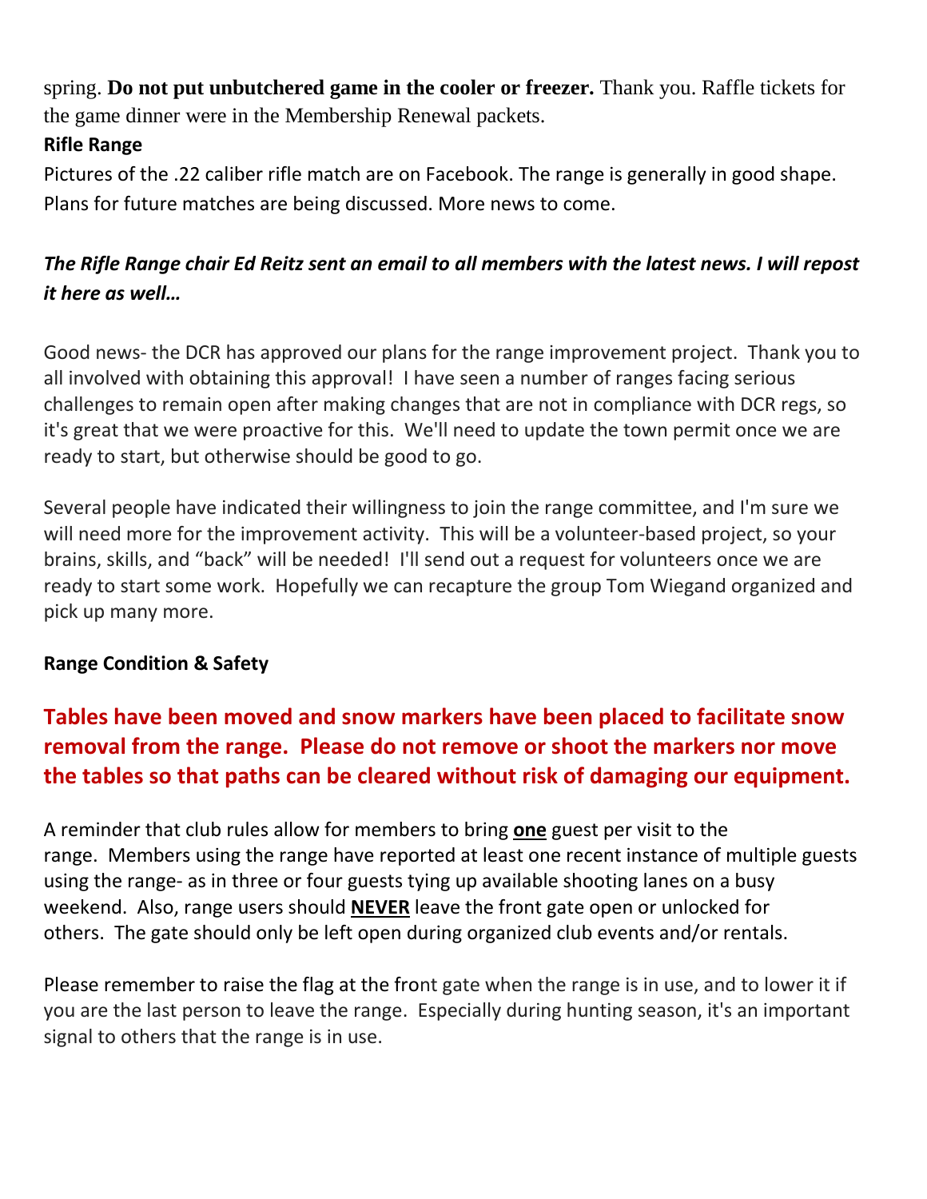spring. **Do not put unbutchered game in the cooler or freezer.** Thank you. Raffle tickets for the game dinner were in the Membership Renewal packets.

**Rifle Range**

Pictures of the .22 caliber rifle match are on Facebook. The range is generally in good shape. Plans for future matches are being discussed. More news to come.

***The Rifle Range chair Ed Reitz sent an email to all members with the latest news. I will repost it here as well…***

Good news- the DCR has approved our plans for the range improvement project. Thank you to all involved with obtaining this approval! I have seen a number of ranges facing serious challenges to remain open after making changes that are not in compliance with DCR regs, so it's great that we were proactive for this. We'll need to update the town permit once we are ready to start, but otherwise should be good to go.

Several people have indicated their willingness to join the range committee, and I'm sure we will need more for the improvement activity. This will be a volunteer-based project, so your brains, skills, and "back" will be needed! I'll send out a request for volunteers once we are ready to start some work. Hopefully we can recapture the group Tom Wiegand organized and pick up many more.

**Range Condition & Safety**

**Tables have been moved and snow markers have been placed to facilitate snow removal from the range. Please do not remove or shoot the markers nor move the tables so that paths can be cleared without risk of damaging our equipment.**

A reminder that club rules allow for members to bring **one** guest per visit to the range. Members using the range have reported at least one recent instance of multiple guests using the range- as in three or four guests tying up available shooting lanes on a busy weekend. Also, range users should **NEVER** leave the front gate open or unlocked for others. The gate should only be left open during organized club events and/or rentals.

Please remember to raise the flag at the front gate when the range is in use, and to lower it if you are the last person to leave the range. Especially during hunting season, it's an important signal to others that the range is in use.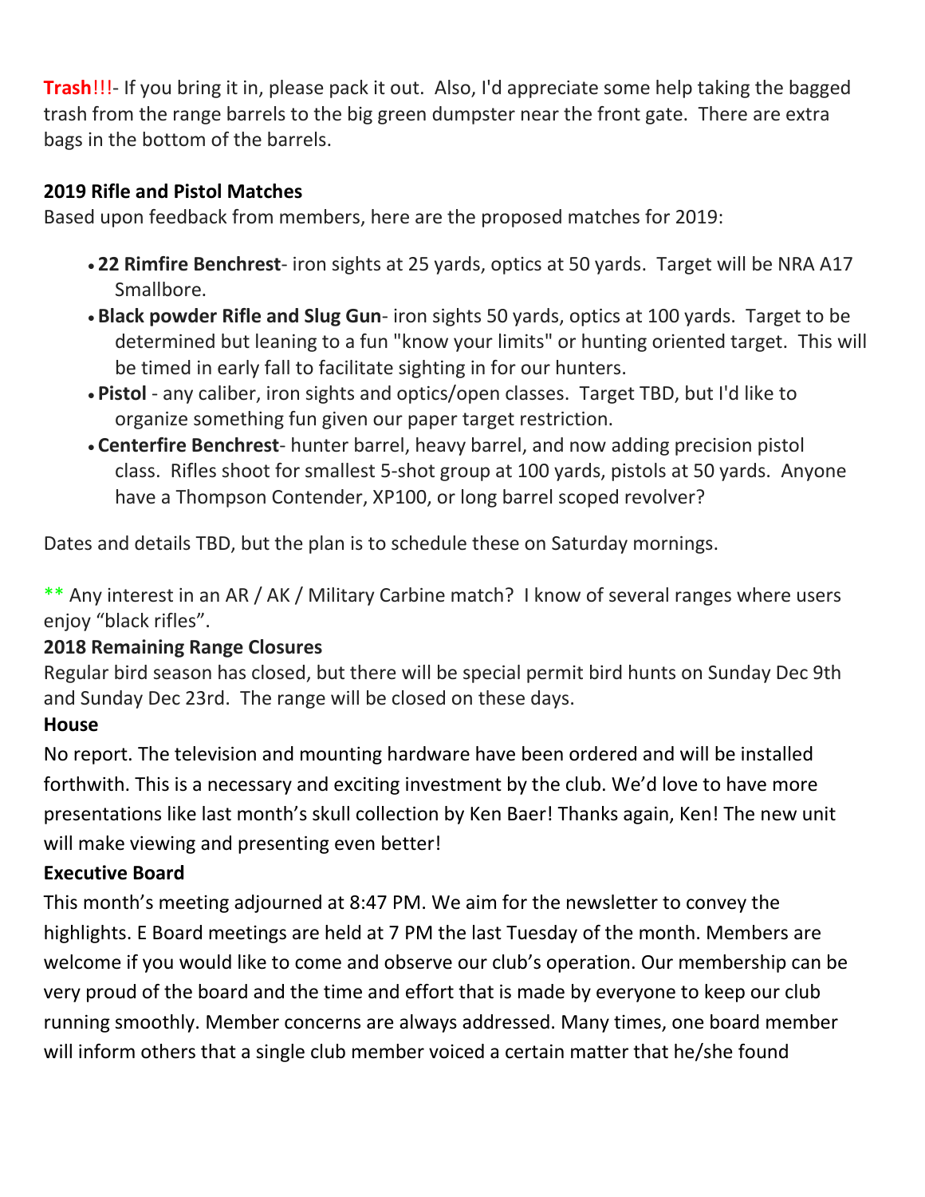**Trash!!!**- If you bring it in, please pack it out. Also, I'd appreciate some help taking the bagged trash from the range barrels to the big green dumpster near the front gate. There are extra bags in the bottom of the barrels.

**2019 Rifle and Pistol Matches**

Based upon feedback from members, here are the proposed matches for 2019:

- **22 Rimfire Benchrest**- iron sights at 25 yards, optics at 50 yards. Target will be NRA A17 Smallbore.
- **Black powder Rifle and Slug Gun**- iron sights 50 yards, optics at 100 yards. Target to be determined but leaning to a fun "know your limits" or hunting oriented target. This will be timed in early fall to facilitate sighting in for our hunters.
- **Pistol** - any caliber, iron sights and optics/open classes. Target TBD, but I'd like to organize something fun given our paper target restriction.
- **Centerfire Benchrest**- hunter barrel, heavy barrel, and now adding precision pistol class. Rifles shoot for smallest 5-shot group at 100 yards, pistols at 50 yards. Anyone have a Thompson Contender, XP100, or long barrel scoped revolver?

Dates and details TBD, but the plan is to schedule these on Saturday mornings.

** Any interest in an AR / AK / Military Carbine match? I know of several ranges where users enjoy "black rifles".

**2018 Remaining Range Closures**

Regular bird season has closed, but there will be special permit bird hunts on Sunday Dec 9th and Sunday Dec 23rd. The range will be closed on these days.

**House**

No report. The television and mounting hardware have been ordered and will be installed forthwith. This is a necessary and exciting investment by the club. We'd love to have more presentations like last month's skull collection by Ken Baer! Thanks again, Ken! The new unit will make viewing and presenting even better!

**Executive Board**

This month's meeting adjourned at 8:47 PM. We aim for the newsletter to convey the highlights. E Board meetings are held at 7 PM the last Tuesday of the month. Members are welcome if you would like to come and observe our club's operation. Our membership can be very proud of the board and the time and effort that is made by everyone to keep our club running smoothly. Member concerns are always addressed. Many times, one board member will inform others that a single club member voiced a certain matter that he/she found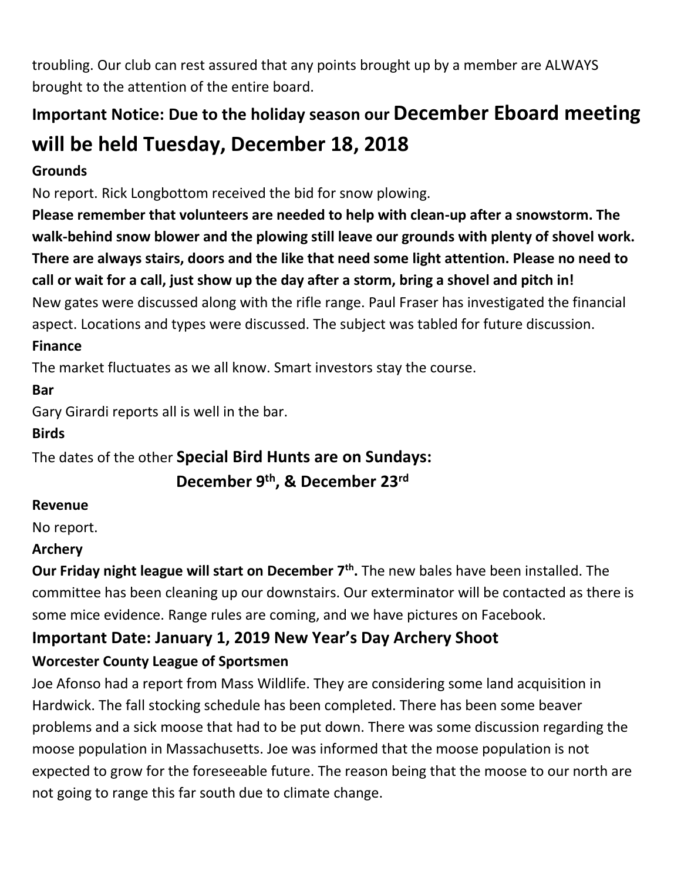troubling. Our club can rest assured that any points brought up by a member are ALWAYS brought to the attention of the entire board.

## Important Notice: Due to the holiday season our December Eboard meeting will be held Tuesday, December 18, 2018

**Grounds**

No report. Rick Longbottom received the bid for snow plowing.

**Please remember that volunteers are needed to help with clean-up after a snowstorm. The walk-behind snow blower and the plowing still leave our grounds with plenty of shovel work. There are always stairs, doors and the like that need some light attention. Please no need to call or wait for a call, just show up the day after a storm, bring a shovel and pitch in!**

New gates were discussed along with the rifle range. Paul Fraser has investigated the financial aspect. Locations and types were discussed. The subject was tabled for future discussion.

**Finance**

The market fluctuates as we all know. Smart investors stay the course.

**Bar**

Gary Girardi reports all is well in the bar.

**Birds**

The dates of the other **Special Bird Hunts are on Sundays:**

**December 9th, & December 23rd**

**Revenue**

No report.

**Archery**

**Our Friday night league will start on December 7th.** The new bales have been installed. The committee has been cleaning up our downstairs. Our exterminator will be contacted as there is some mice evidence. Range rules are coming, and we have pictures on Facebook.

### Important Date: January 1, 2019 New Year's Day Archery Shoot

**Worcester County League of Sportsmen**

Joe Afonso had a report from Mass Wildlife. They are considering some land acquisition in Hardwick. The fall stocking schedule has been completed. There has been some beaver problems and a sick moose that had to be put down. There was some discussion regarding the moose population in Massachusetts. Joe was informed that the moose population is not expected to grow for the foreseeable future. The reason being that the moose to our north are not going to range this far south due to climate change.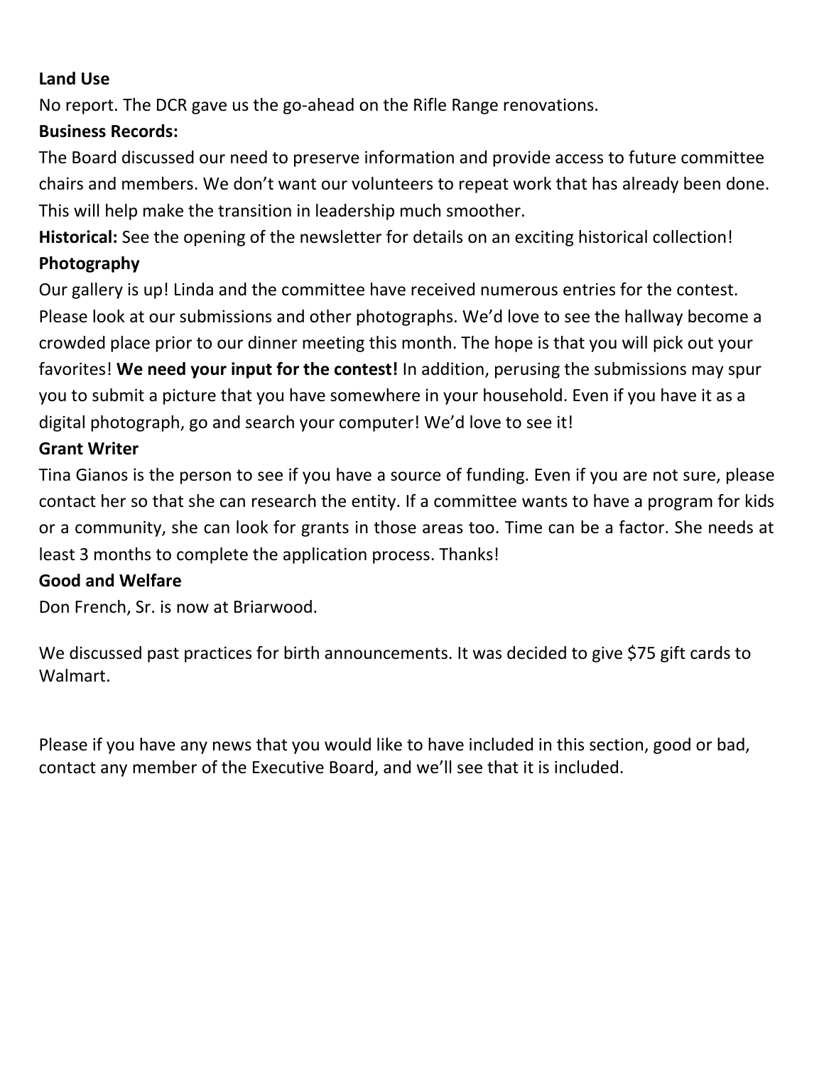**Land Use**

No report. The DCR gave us the go-ahead on the Rifle Range renovations.

**Business Records:**

The Board discussed our need to preserve information and provide access to future committee chairs and members. We don't want our volunteers to repeat work that has already been done. This will help make the transition in leadership much smoother.

**Historical:** See the opening of the newsletter for details on an exciting historical collection!

**Photography**

Our gallery is up! Linda and the committee have received numerous entries for the contest. Please look at our submissions and other photographs. We'd love to see the hallway become a crowded place prior to our dinner meeting this month. The hope is that you will pick out your favorites! **We need your input for the contest!** In addition, perusing the submissions may spur you to submit a picture that you have somewhere in your household. Even if you have it as a digital photograph, go and search your computer! We'd love to see it!

**Grant Writer**

Tina Gianos is the person to see if you have a source of funding. Even if you are not sure, please contact her so that she can research the entity. If a committee wants to have a program for kids or a community, she can look for grants in those areas too. Time can be a factor. She needs at least 3 months to complete the application process. Thanks!

**Good and Welfare**

Don French, Sr. is now at Briarwood.

We discussed past practices for birth announcements. It was decided to give $75 gift cards to Walmart.

Please if you have any news that you would like to have included in this section, good or bad, contact any member of the Executive Board, and we'll see that it is included.